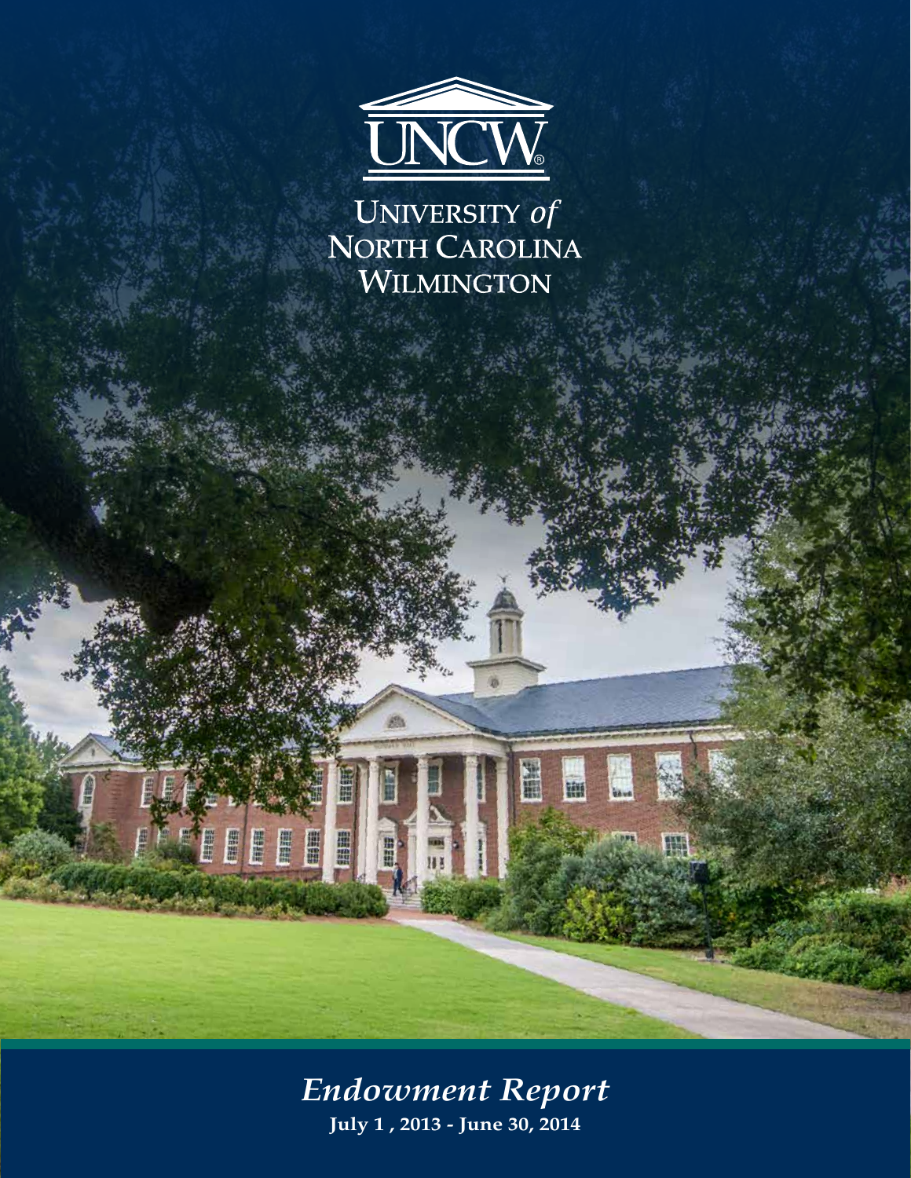UNCW®

UNIVERSITY *of* NORTH CAROLINA WILMINGTON

# *Endowment Report*

**July 1 , 2013 - June 30, 2014**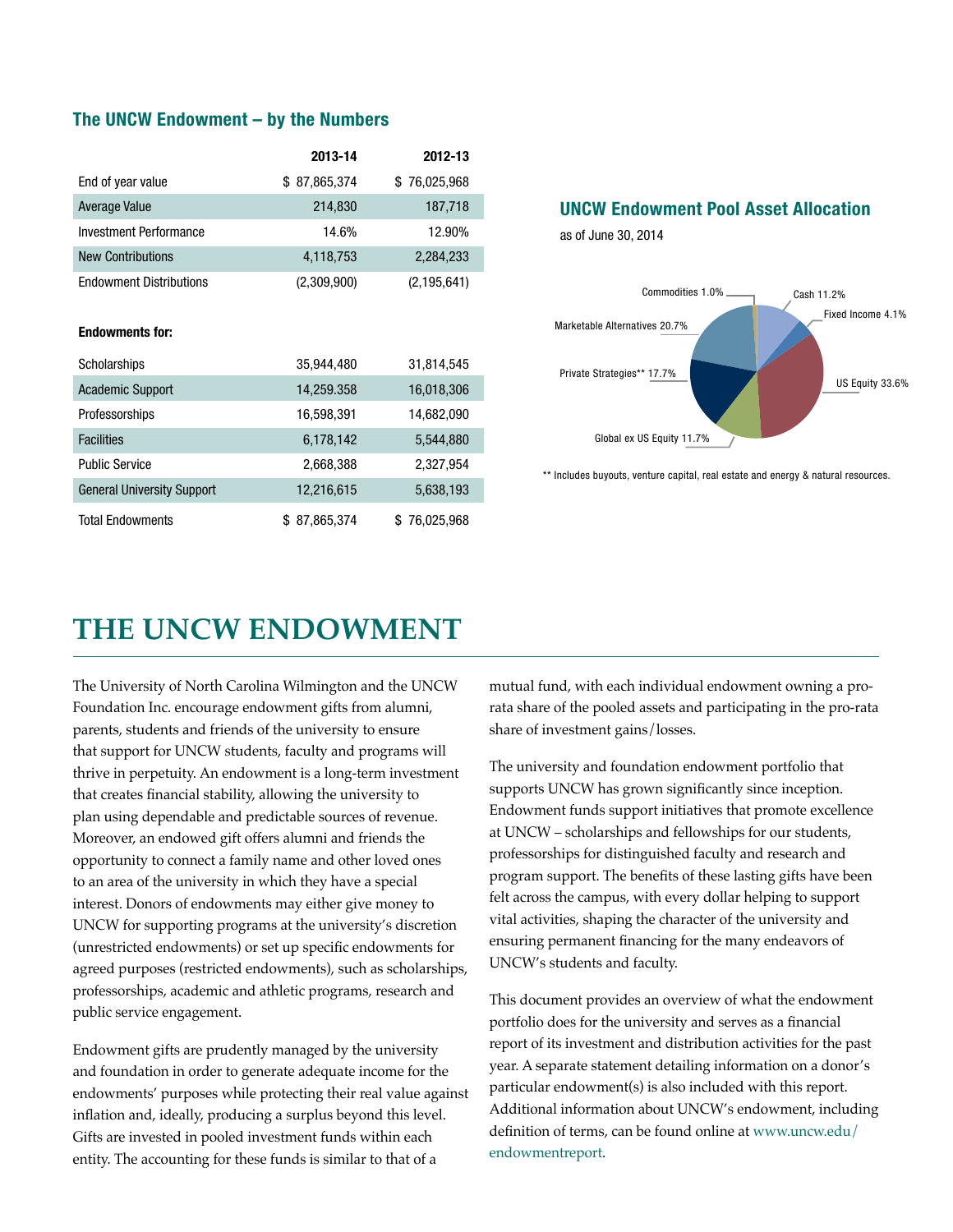## The UNCW Endowment – by the Numbers

| | 2013-14 | 2012-13 |
|---|---|---|
| End of year value | $ 87,865,374 | $ 76,025,968 |
| Average Value | 214,830 | 187,718 |
| Investment Performance | 14.6% | 12.90% |
| New Contributions | 4,118,753 | 2,284,233 |
| Endowment Distributions | (2,309,900) | (2,195,641) |
| **Endowments for:** | | |
| Scholarships | 35,944,480 | 31,814,545 |
| Academic Support | 14,259.358 | 16,018,306 |
| Professorships | 16,598,391 | 14,682,090 |
| Facilities | 6,178,142 | 5,544,880 |
| Public Service | 2,668,388 | 2,327,954 |
| General University Support | 12,216,615 | 5,638,193 |
| Total Endowments | $ 87,865,374 | $ 76,025,968 |

## UNCW Endowment Pool Asset Allocation

as of June 30, 2014

- Cash 11.2%
- Fixed Income 4.1%
- US Equity 33.6%
- Global ex US Equity 11.7%
- Private Strategies** 17.7%
- Marketable Alternatives 20.7%
- Commodities 1.0%

** Includes buyouts, venture capital, real estate and energy & natural resources.

# THE UNCW ENDOWMENT

The University of North Carolina Wilmington and the UNCW Foundation Inc. encourage endowment gifts from alumni, parents, students and friends of the university to ensure that support for UNCW students, faculty and programs will thrive in perpetuity. An endowment is a long-term investment that creates financial stability, allowing the university to plan using dependable and predictable sources of revenue. Moreover, an endowed gift offers alumni and friends the opportunity to connect a family name and other loved ones to an area of the university in which they have a special interest. Donors of endowments may either give money to UNCW for supporting programs at the university's discretion (unrestricted endowments) or set up specific endowments for agreed purposes (restricted endowments), such as scholarships, professorships, academic and athletic programs, research and public service engagement.

Endowment gifts are prudently managed by the university and foundation in order to generate adequate income for the endowments' purposes while protecting their real value against inflation and, ideally, producing a surplus beyond this level. Gifts are invested in pooled investment funds within each entity. The accounting for these funds is similar to that of a mutual fund, with each individual endowment owning a pro-rata share of the pooled assets and participating in the pro-rata share of investment gains/losses.

The university and foundation endowment portfolio that supports UNCW has grown significantly since inception. Endowment funds support initiatives that promote excellence at UNCW – scholarships and fellowships for our students, professorships for distinguished faculty and research and program support. The benefits of these lasting gifts have been felt across the campus, with every dollar helping to support vital activities, shaping the character of the university and ensuring permanent financing for the many endeavors of UNCW's students and faculty.

This document provides an overview of what the endowment portfolio does for the university and serves as a financial report of its investment and distribution activities for the past year. A separate statement detailing information on a donor's particular endowment(s) is also included with this report. Additional information about UNCW's endowment, including definition of terms, can be found online at www.uncw.edu/endowmentreport.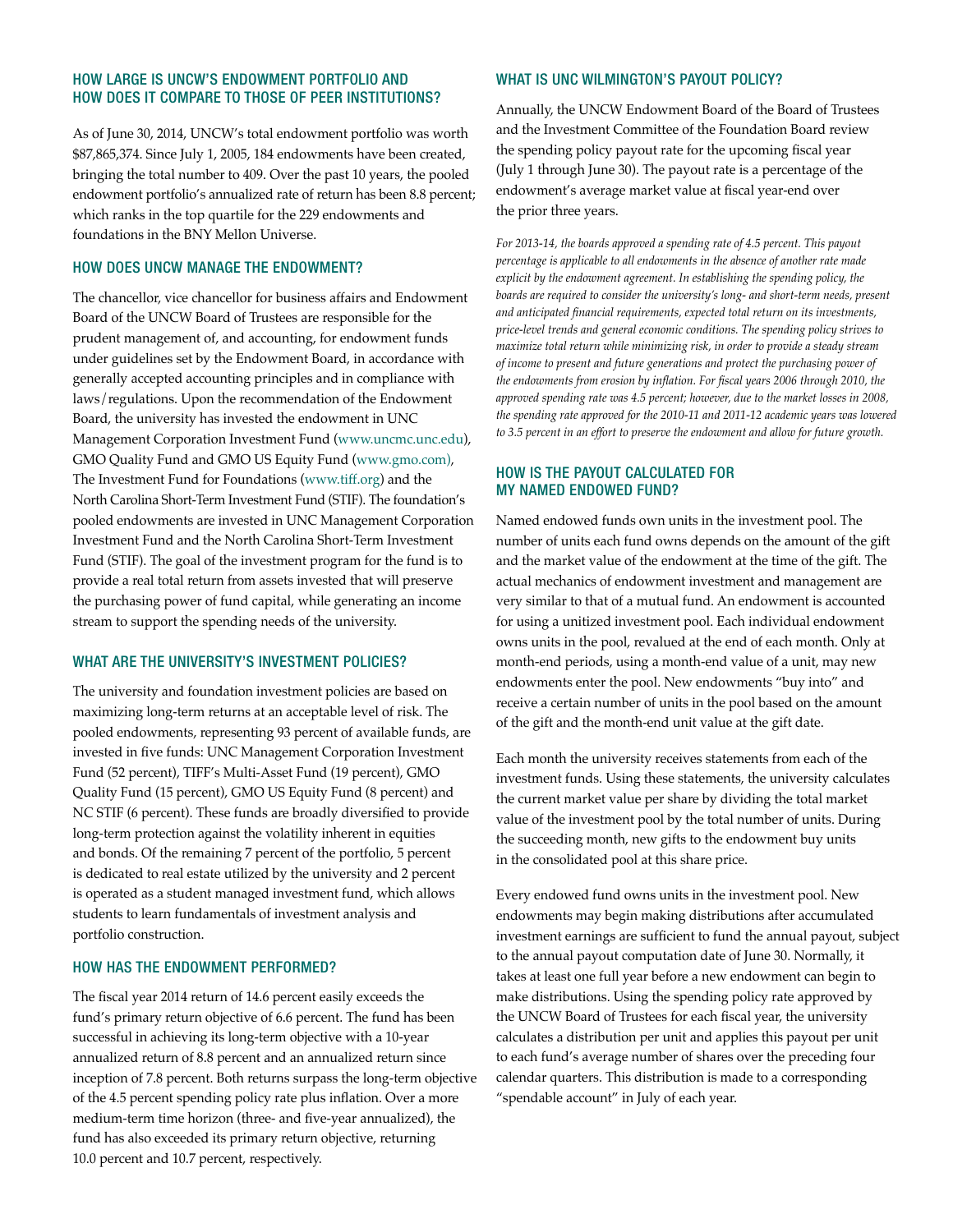## HOW LARGE IS UNCW'S ENDOWMENT PORTFOLIO AND HOW DOES IT COMPARE TO THOSE OF PEER INSTITUTIONS?

As of June 30, 2014, UNCW's total endowment portfolio was worth $87,865,374. Since July 1, 2005, 184 endowments have been created, bringing the total number to 409. Over the past 10 years, the pooled endowment portfolio's annualized rate of return has been 8.8 percent; which ranks in the top quartile for the 229 endowments and foundations in the BNY Mellon Universe.

## HOW DOES UNCW MANAGE THE ENDOWMENT?

The chancellor, vice chancellor for business affairs and Endowment Board of the UNCW Board of Trustees are responsible for the prudent management of, and accounting, for endowment funds under guidelines set by the Endowment Board, in accordance with generally accepted accounting principles and in compliance with laws/regulations. Upon the recommendation of the Endowment Board, the university has invested the endowment in UNC Management Corporation Investment Fund (www.uncmc.unc.edu), GMO Quality Fund and GMO US Equity Fund (www.gmo.com), The Investment Fund for Foundations (www.tiff.org) and the North Carolina Short-Term Investment Fund (STIF). The foundation's pooled endowments are invested in UNC Management Corporation Investment Fund and the North Carolina Short-Term Investment Fund (STIF). The goal of the investment program for the fund is to provide a real total return from assets invested that will preserve the purchasing power of fund capital, while generating an income stream to support the spending needs of the university.

## WHAT ARE THE UNIVERSITY'S INVESTMENT POLICIES?

The university and foundation investment policies are based on maximizing long-term returns at an acceptable level of risk. The pooled endowments, representing 93 percent of available funds, are invested in five funds: UNC Management Corporation Investment Fund (52 percent), TIFF's Multi-Asset Fund (19 percent), GMO Quality Fund (15 percent), GMO US Equity Fund (8 percent) and NC STIF (6 percent). These funds are broadly diversified to provide long-term protection against the volatility inherent in equities and bonds. Of the remaining 7 percent of the portfolio, 5 percent is dedicated to real estate utilized by the university and 2 percent is operated as a student managed investment fund, which allows students to learn fundamentals of investment analysis and portfolio construction.

## HOW HAS THE ENDOWMENT PERFORMED?

The fiscal year 2014 return of 14.6 percent easily exceeds the fund's primary return objective of 6.6 percent. The fund has been successful in achieving its long-term objective with a 10-year annualized return of 8.8 percent and an annualized return since inception of 7.8 percent. Both returns surpass the long-term objective of the 4.5 percent spending policy rate plus inflation. Over a more medium-term time horizon (three- and five-year annualized), the fund has also exceeded its primary return objective, returning 10.0 percent and 10.7 percent, respectively.

## WHAT IS UNC WILMINGTON'S PAYOUT POLICY?

Annually, the UNCW Endowment Board of the Board of Trustees and the Investment Committee of the Foundation Board review the spending policy payout rate for the upcoming fiscal year (July 1 through June 30). The payout rate is a percentage of the endowment's average market value at fiscal year-end over the prior three years.

*For 2013-14, the boards approved a spending rate of 4.5 percent. This payout percentage is applicable to all endowments in the absence of another rate made explicit by the endowment agreement. In establishing the spending policy, the boards are required to consider the university's long- and short-term needs, present and anticipated financial requirements, expected total return on its investments, price-level trends and general economic conditions. The spending policy strives to maximize total return while minimizing risk, in order to provide a steady stream of income to present and future generations and protect the purchasing power of the endowments from erosion by inflation. For fiscal years 2006 through 2010, the approved spending rate was 4.5 percent; however, due to the market losses in 2008, the spending rate approved for the 2010-11 and 2011-12 academic years was lowered to 3.5 percent in an effort to preserve the endowment and allow for future growth.*

## HOW IS THE PAYOUT CALCULATED FOR MY NAMED ENDOWED FUND?

Named endowed funds own units in the investment pool. The number of units each fund owns depends on the amount of the gift and the market value of the endowment at the time of the gift. The actual mechanics of endowment investment and management are very similar to that of a mutual fund. An endowment is accounted for using a unitized investment pool. Each individual endowment owns units in the pool, revalued at the end of each month. Only at month-end periods, using a month-end value of a unit, may new endowments enter the pool. New endowments "buy into" and receive a certain number of units in the pool based on the amount of the gift and the month-end unit value at the gift date.

Each month the university receives statements from each of the investment funds. Using these statements, the university calculates the current market value per share by dividing the total market value of the investment pool by the total number of units. During the succeeding month, new gifts to the endowment buy units in the consolidated pool at this share price.

Every endowed fund owns units in the investment pool. New endowments may begin making distributions after accumulated investment earnings are sufficient to fund the annual payout, subject to the annual payout computation date of June 30. Normally, it takes at least one full year before a new endowment can begin to make distributions. Using the spending policy rate approved by the UNCW Board of Trustees for each fiscal year, the university calculates a distribution per unit and applies this payout per unit to each fund's average number of shares over the preceding four calendar quarters. This distribution is made to a corresponding "spendable account" in July of each year.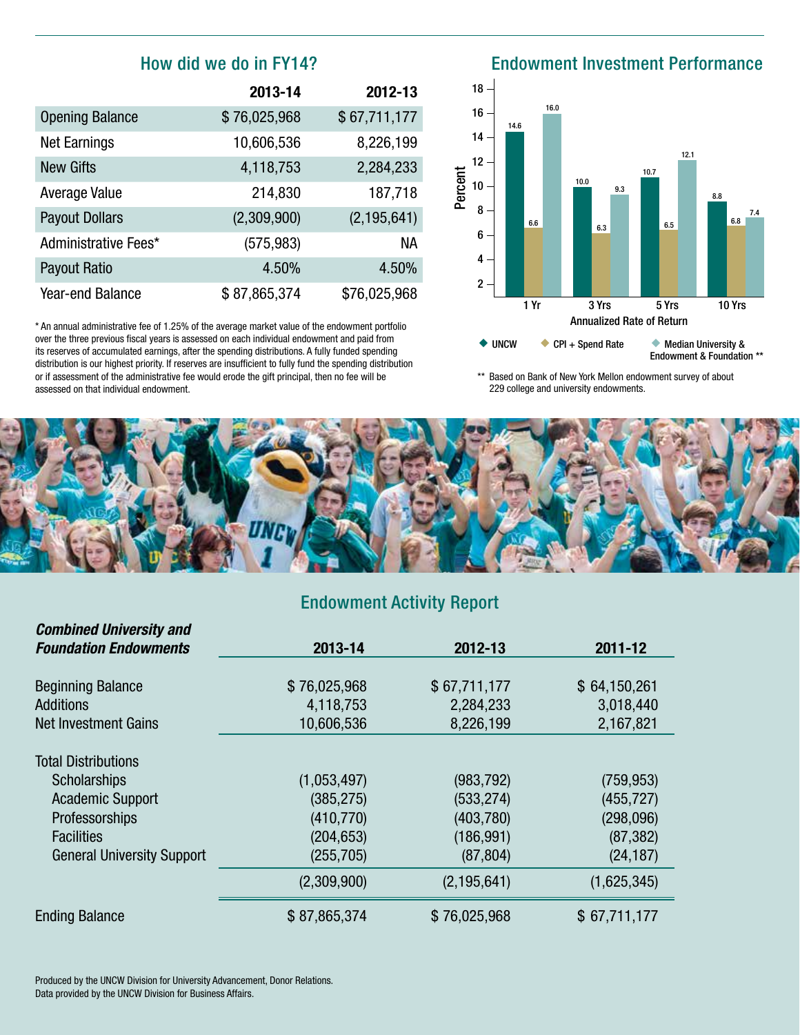## How did we do in FY14?

| | 2013-14 | 2012-13 |
|---|---|---|
| Opening Balance | $ 76,025,968 | $ 67,711,177 |
| Net Earnings | 10,606,536 | 8,226,199 |
| New Gifts | 4,118,753 | 2,284,233 |
| Average Value | 214,830 | 187,718 |
| Payout Dollars | (2,309,900) | (2,195,641) |
| Administrative Fees* | (575,983) | NA |
| Payout Ratio | 4.50% | 4.50% |
| Year-end Balance | $ 87,865,374 | $76,025,968 |

\* An annual administrative fee of 1.25% of the average market value of the endowment portfolio over the three previous fiscal years is assessed on each individual endowment and paid from its reserves of accumulated earnings, after the spending distributions. A fully funded spending distribution is our highest priority. If reserves are insufficient to fully fund the spending distribution or if assessment of the administrative fee would erode the gift principal, then no fee will be assessed on that individual endowment.

## Endowment Investment Performance

Percent

18
16
14
12
10
8
6
4
2

1 Yr: 14.6, 6.6, 16.0
3 Yrs: 10.0, 6.3, 9.3
5 Yrs: 10.7, 6.5, 12.1
10 Yrs: 8.8, 6.8, 7.4

Annualized Rate of Return

UNCW
CPI + Spend Rate
Median University & Endowment & Foundation **

\*\* Based on Bank of New York Mellon endowment survey of about 229 college and university endowments.

## Endowment Activity Report

| *Combined University and Foundation Endowments* | 2013-14 | 2012-13 | 2011-12 |
|---|---|---|---|
| Beginning Balance | $ 76,025,968 | $ 67,711,177 | $ 64,150,261 |
| Additions | 4,118,753 | 2,284,233 | 3,018,440 |
| Net Investment Gains | 10,606,536 | 8,226,199 | 2,167,821 |
| Total Distributions | | | |
| Scholarships | (1,053,497) | (983,792) | (759,953) |
| Academic Support | (385,275) | (533,274) | (455,727) |
| Professorships | (410,770) | (403,780) | (298,096) |
| Facilities | (204,653) | (186,991) | (87,382) |
| General University Support | (255,705) | (87,804) | (24,187) |
| | (2,309,900) | (2,195,641) | (1,625,345) |
| Ending Balance | $ 87,865,374 | $ 76,025,968 | $ 67,711,177 |

Produced by the UNCW Division for University Advancement, Donor Relations.
Data provided by the UNCW Division for Business Affairs.